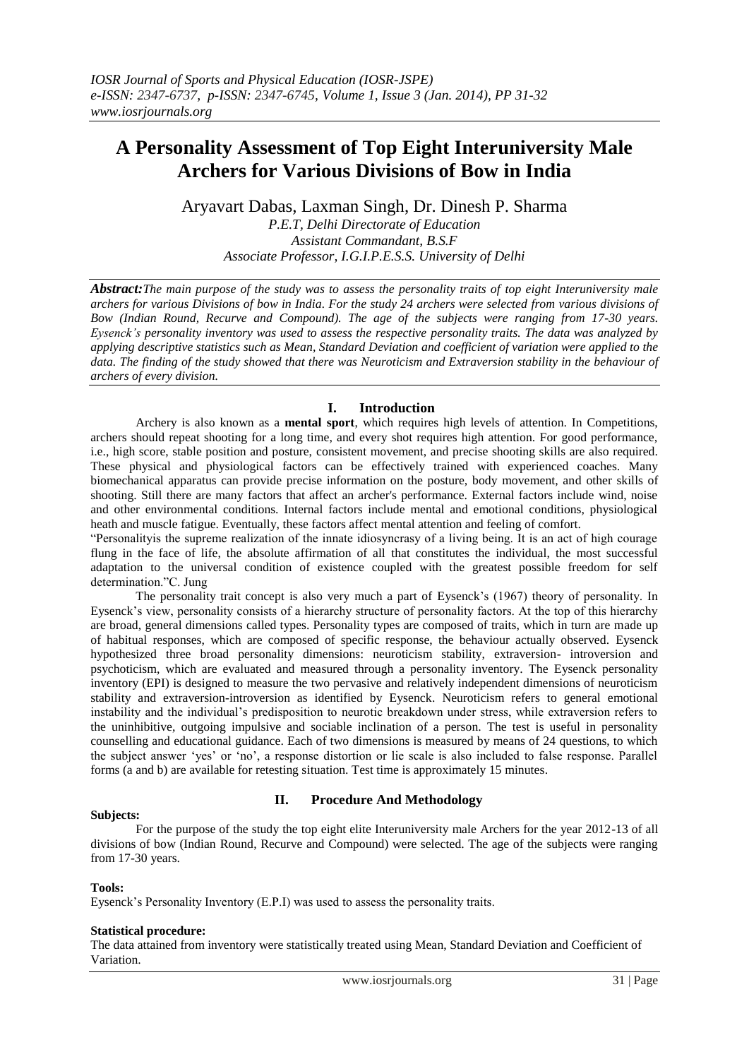# A Personality Assessment of Top Eight Interuniversity Male Archers for Various Divisions of Bow in India

Aryavart Dabas, Laxman Singh, Dr. Dinesh P. Sharma

*P.E.T, Delhi Directorate of Education*
*Assistant Commandant, B.S.F*
*Associate Professor, I.G.I.P.E.S.S. University of Delhi*

***Abstract:*** *The main purpose of the study was to assess the personality traits of top eight Interuniversity male archers for various Divisions of bow in India. For the study 24 archers were selected from various divisions of Bow (Indian Round, Recurve and Compound). The age of the subjects were ranging from 17-30 years. Eysenck's personality inventory was used to assess the respective personality traits. The data was analyzed by applying descriptive statistics such as Mean, Standard Deviation and coefficient of variation were applied to the data. The finding of the study showed that there was Neuroticism and Extraversion stability in the behaviour of archers of every division.*

## I. Introduction

Archery is also known as a **mental sport**, which requires high levels of attention. In Competitions, archers should repeat shooting for a long time, and every shot requires high attention. For good performance, i.e., high score, stable position and posture, consistent movement, and precise shooting skills are also required. These physical and physiological factors can be effectively trained with experienced coaches. Many biomechanical apparatus can provide precise information on the posture, body movement, and other skills of shooting. Still there are many factors that affect an archer's performance. External factors include wind, noise and other environmental conditions. Internal factors include mental and emotional conditions, physiological heath and muscle fatigue. Eventually, these factors affect mental attention and feeling of comfort.

"Personalityis the supreme realization of the innate idiosyncrasy of a living being. It is an act of high courage flung in the face of life, the absolute affirmation of all that constitutes the individual, the most successful adaptation to the universal condition of existence coupled with the greatest possible freedom for self determination."C. Jung

The personality trait concept is also very much a part of Eysenck's (1967) theory of personality. In Eysenck's view, personality consists of a hierarchy structure of personality factors. At the top of this hierarchy are broad, general dimensions called types. Personality types are composed of traits, which in turn are made up of habitual responses, which are composed of specific response, the behaviour actually observed. Eysenck hypothesized three broad personality dimensions: neuroticism stability, extraversion- introversion and psychoticism, which are evaluated and measured through a personality inventory. The Eysenck personality inventory (EPI) is designed to measure the two pervasive and relatively independent dimensions of neuroticism stability and extraversion-introversion as identified by Eysenck. Neuroticism refers to general emotional instability and the individual's predisposition to neurotic breakdown under stress, while extraversion refers to the uninhibitive, outgoing impulsive and sociable inclination of a person. The test is useful in personality counselling and educational guidance. Each of two dimensions is measured by means of 24 questions, to which the subject answer 'yes' or 'no', a response distortion or lie scale is also included to false response. Parallel forms (a and b) are available for retesting situation. Test time is approximately 15 minutes.

## II. Procedure And Methodology

**Subjects:**

For the purpose of the study the top eight elite Interuniversity male Archers for the year 2012-13 of all divisions of bow (Indian Round, Recurve and Compound) were selected. The age of the subjects were ranging from 17-30 years.

**Tools:**

Eysenck's Personality Inventory (E.P.I) was used to assess the personality traits.

**Statistical procedure:**

The data attained from inventory were statistically treated using Mean, Standard Deviation and Coefficient of Variation.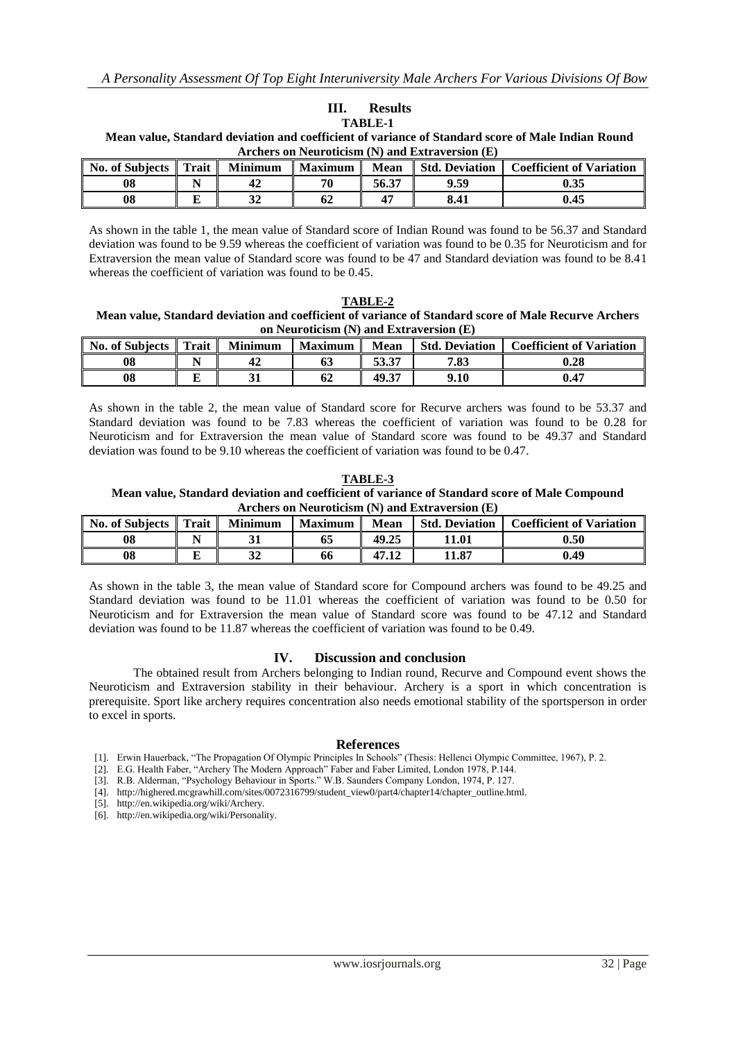## III. Results

**TABLE-1**

**Mean value, Standard deviation and coefficient of variance of Standard score of Male Indian Round Archers on Neuroticism (N) and Extraversion (E)**

| No. of Subjects | Trait | Minimum | Maximum | Mean | Std. Deviation | Coefficient of Variation |
|---|---|---|---|---|---|---|
| 08 | N | 42 | 70 | 56.37 | 9.59 | 0.35 |
| 08 | E | 32 | 62 | 47 | 8.41 | 0.45 |

As shown in the table 1, the mean value of Standard score of Indian Round was found to be 56.37 and Standard deviation was found to be 9.59 whereas the coefficient of variation was found to be 0.35 for Neuroticism and for Extraversion the mean value of Standard score was found to be 47 and Standard deviation was found to be 8.41 whereas the coefficient of variation was found to be 0.45.

**TABLE-2**

**Mean value, Standard deviation and coefficient of variance of Standard score of Male Recurve Archers on Neuroticism (N) and Extraversion (E)**

| No. of Subjects | Trait | Minimum | Maximum | Mean | Std. Deviation | Coefficient of Variation |
|---|---|---|---|---|---|---|
| 08 | N | 42 | 63 | 53.37 | 7.83 | 0.28 |
| 08 | E | 31 | 62 | 49.37 | 9.10 | 0.47 |

As shown in the table 2, the mean value of Standard score for Recurve archers was found to be 53.37 and Standard deviation was found to be 7.83 whereas the coefficient of variation was found to be 0.28 for Neuroticism and for Extraversion the mean value of Standard score was found to be 49.37 and Standard deviation was found to be 9.10 whereas the coefficient of variation was found to be 0.47.

**TABLE-3**

**Mean value, Standard deviation and coefficient of variance of Standard score of Male Compound Archers on Neuroticism (N) and Extraversion (E)**

| No. of Subjects | Trait | Minimum | Maximum | Mean | Std. Deviation | Coefficient of Variation |
|---|---|---|---|---|---|---|
| 08 | N | 31 | 65 | 49.25 | 11.01 | 0.50 |
| 08 | E | 32 | 66 | 47.12 | 11.87 | 0.49 |

As shown in the table 3, the mean value of Standard score for Compound archers was found to be 49.25 and Standard deviation was found to be 11.01 whereas the coefficient of variation was found to be 0.50 for Neuroticism and for Extraversion the mean value of Standard score was found to be 47.12 and Standard deviation was found to be 11.87 whereas the coefficient of variation was found to be 0.49.

## IV. Discussion and conclusion

The obtained result from Archers belonging to Indian round, Recurve and Compound event shows the Neuroticism and Extraversion stability in their behaviour. Archery is a sport in which concentration is prerequisite. Sport like archery requires concentration also needs emotional stability of the sportsperson in order to excel in sports.

## References

[1]. Erwin Hauerback, "The Propagation Of Olympic Principles In Schools" (Thesis: Hellenci Olympic Committee, 1967), P. 2.
[2]. E.G. Health Faber, "Archery The Modern Approach" Faber and Faber Limited, London 1978, P.144.
[3]. R.B. Alderman, "Psychology Behaviour in Sports." W.B. Saunders Company London, 1974, P. 127.
[4]. http://highered.mcgrawhill.com/sites/0072316799/student_view0/part4/chapter14/chapter_outline.html.
[5]. http://en.wikipedia.org/wiki/Archery.
[6]. http://en.wikipedia.org/wiki/Personality.